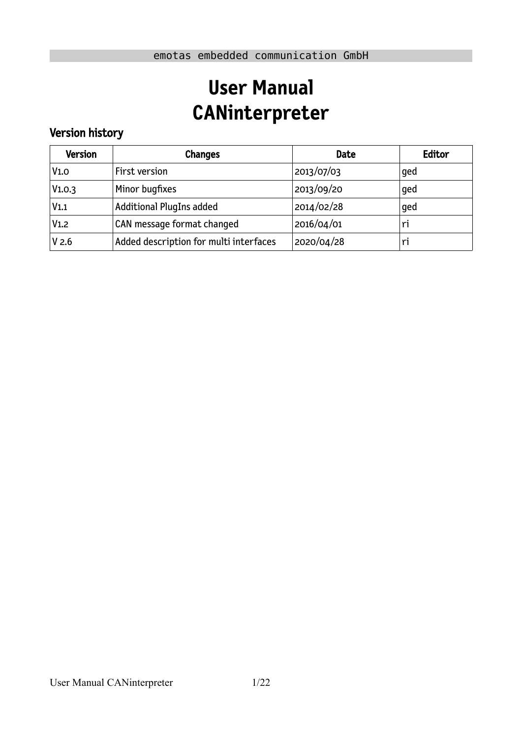emotas embedded communication GmbH

# User Manual
# CANinterpreter

## Version history

| Version | Changes | Date | Editor |
|---|---|---|---|
| V1.0 | First version | 2013/07/03 | ged |
| V1.0.3 | Minor bugfixes | 2013/09/20 | ged |
| V1.1 | Additional PlugIns added | 2014/02/28 | ged |
| V1.2 | CAN message format changed | 2016/04/01 | ri |
| V 2.6 | Added description for multi interfaces | 2020/04/28 | ri |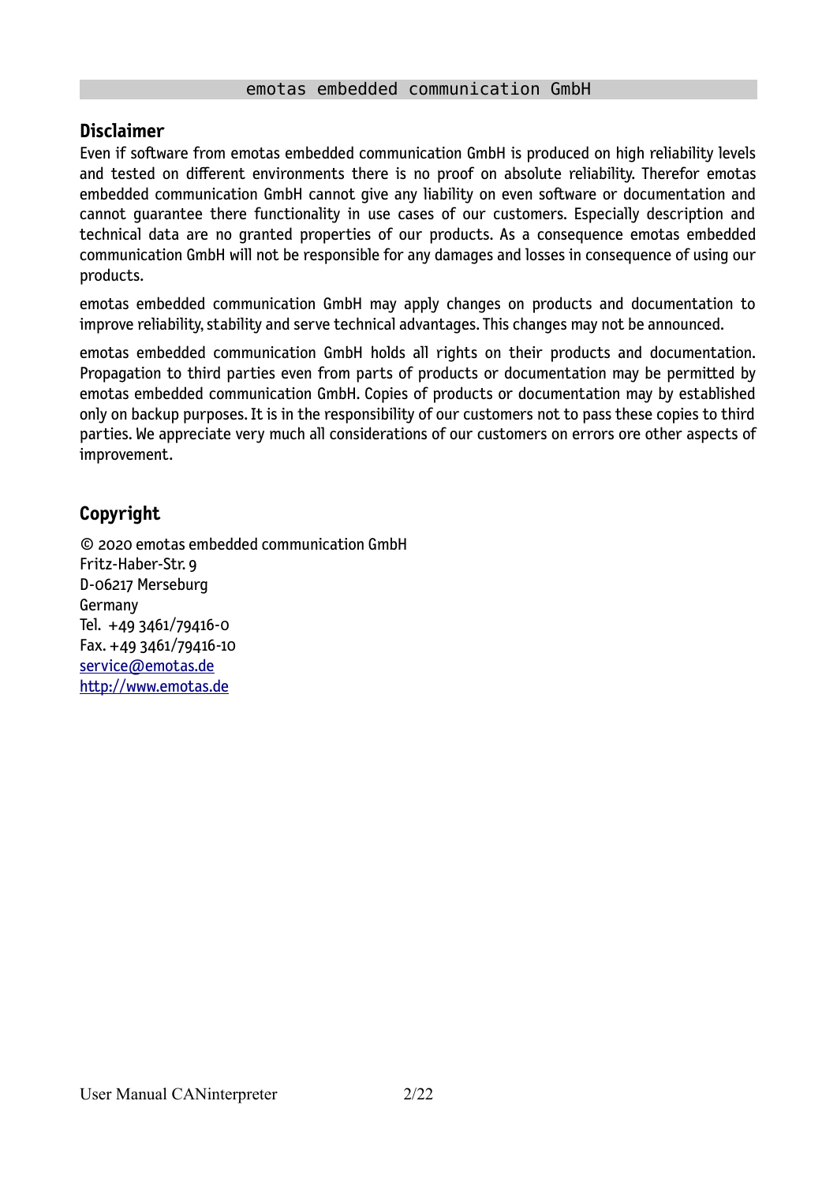## Disclaimer

Even if software from emotas embedded communication GmbH is produced on high reliability levels and tested on different environments there is no proof on absolute reliability. Therefor emotas embedded communication GmbH cannot give any liability on even software or documentation and cannot guarantee there functionality in use cases of our customers. Especially description and technical data are no granted properties of our products. As a consequence emotas embedded communication GmbH will not be responsible for any damages and losses in consequence of using our products.

emotas embedded communication GmbH may apply changes on products and documentation to improve reliability, stability and serve technical advantages. This changes may not be announced.

emotas embedded communication GmbH holds all rights on their products and documentation. Propagation to third parties even from parts of products or documentation may be permitted by emotas embedded communication GmbH. Copies of products or documentation may by established only on backup purposes. It is in the responsibility of our customers not to pass these copies to third parties. We appreciate very much all considerations of our customers on errors ore other aspects of improvement.

## Copyright

© 2020 emotas embedded communication GmbH
Fritz-Haber-Str. 9
D-06217 Merseburg
Germany
Tel. +49 3461/79416-0
Fax. +49 3461/79416-10
service@emotas.de
http://www.emotas.de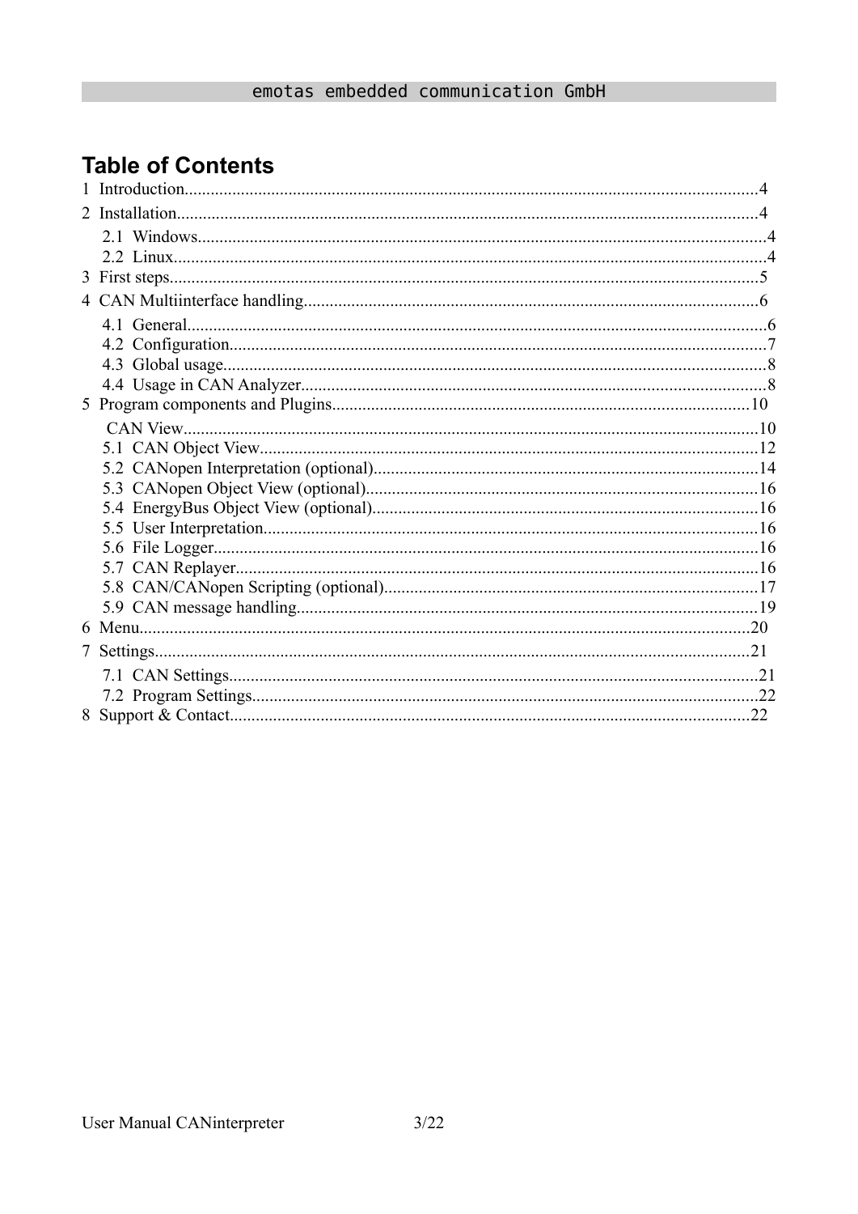# Table of Contents

1 Introduction....................................................................................................................................4
2 Installation......................................................................................................................................4
  2.1 Windows..................................................................................................................................4
  2.2 Linux........................................................................................................................................4
3 First steps.........................................................................................................................................5
4 CAN Multiinterface handling.........................................................................................................6
  4.1 General......................................................................................................................................6
  4.2 Configuration............................................................................................................................7
  4.3 Global usage..............................................................................................................................8
  4.4 Usage in CAN Analyzer............................................................................................................8
5 Program components and Plugins.................................................................................................10
  CAN View....................................................................................................................................10
  5.1 CAN Object View...................................................................................................................12
  5.2 CANopen Interpretation (optional).........................................................................................14
  5.3 CANopen Object View (optional)...........................................................................................16
  5.4 EnergyBus Object View (optional).........................................................................................16
  5.5 User Interpretation..................................................................................................................16
  5.6 File Logger..............................................................................................................................16
  5.7 CAN Replayer.........................................................................................................................16
  5.8 CAN/CANopen Scripting (optional)......................................................................................17
  5.9 CAN message handling...........................................................................................................19
6 Menu.............................................................................................................................................20
7 Settings..........................................................................................................................................21
  7.1 CAN Settings...........................................................................................................................21
  7.2 Program Settings.....................................................................................................................22
8 Support & Contact.........................................................................................................................22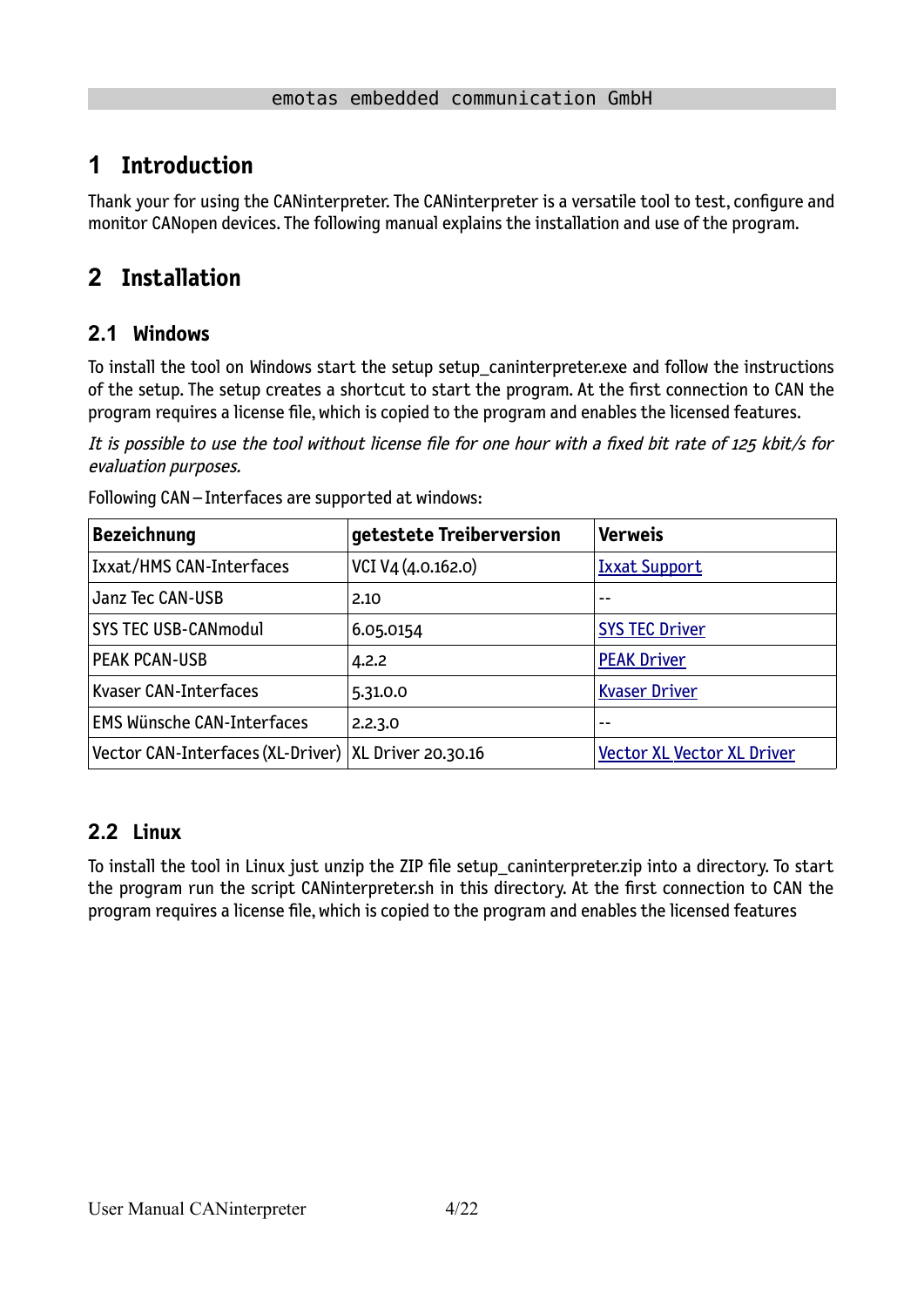# 1 Introduction

Thank your for using the CANinterpreter. The CANinterpreter is a versatile tool to test, configure and monitor CANopen devices. The following manual explains the installation and use of the program.

# 2 Installation

## 2.1 Windows

To install the tool on Windows start the setup setup_caninterpreter.exe and follow the instructions of the setup. The setup creates a shortcut to start the program. At the first connection to CAN the program requires a license file, which is copied to the program and enables the licensed features.

*It is possible to use the tool without license file for one hour with a fixed bit rate of 125 kbit/s for evaluation purposes.*

Following CAN – Interfaces are supported at windows:

| Bezeichnung | getestete Treiberversion | Verweis |
|---|---|---|
| Ixxat/HMS CAN-Interfaces | VCI V4 (4.0.162.0) | Ixxat Support |
| Janz Tec CAN-USB | 2.10 | -- |
| SYS TEC USB-CANmodul | 6.05.0154 | SYS TEC Driver |
| PEAK PCAN-USB | 4.2.2 | PEAK Driver |
| Kvaser CAN-Interfaces | 5.31.0.0 | Kvaser Driver |
| EMS Wünsche CAN-Interfaces | 2.2.3.0 | -- |
| Vector CAN-Interfaces (XL-Driver) | XL Driver 20.30.16 | Vector XL Vector XL Driver |

## 2.2 Linux

To install the tool in Linux just unzip the ZIP file setup_caninterpreter.zip into a directory. To start the program run the script CANinterpreter.sh in this directory. At the first connection to CAN the program requires a license file, which is copied to the program and enables the licensed features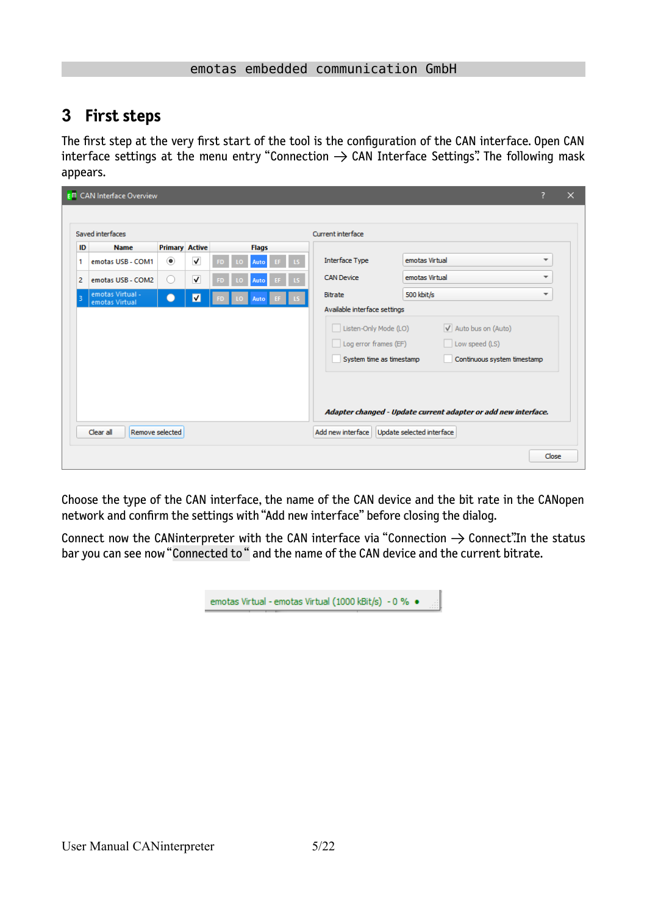## 3 First steps

The first step at the very first start of the tool is the configuration of the CAN interface. Open CAN interface settings at the menu entry "Connection → CAN Interface Settings". The following mask appears.

Choose the type of the CAN interface, the name of the CAN device and the bit rate in the CANopen network and confirm the settings with "Add new interface" before closing the dialog.

Connect now the CANinterpreter with the CAN interface via "Connection → Connect".In the status bar you can see now "Connected to" and the name of the CAN device and the current bitrate.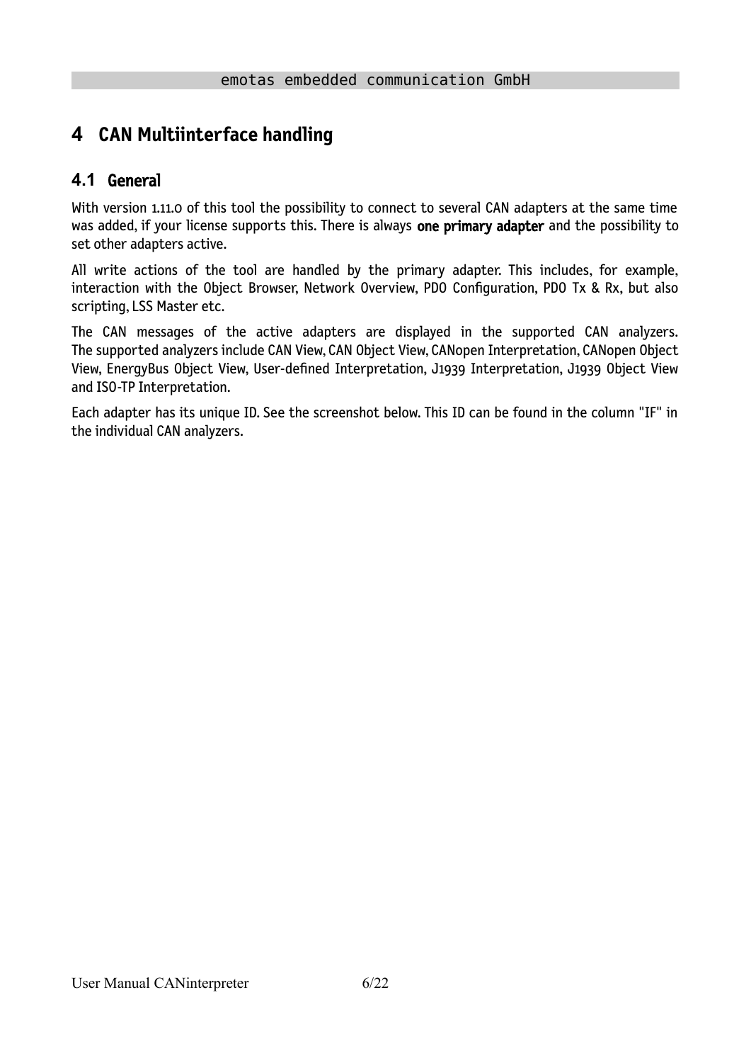# 4 CAN Multiinterface handling

## 4.1 General

With version 1.11.0 of this tool the possibility to connect to several CAN adapters at the same time was added, if your license supports this. There is always **one primary adapter** and the possibility to set other adapters active.

All write actions of the tool are handled by the primary adapter. This includes, for example, interaction with the Object Browser, Network Overview, PDO Configuration, PDO Tx & Rx, but also scripting, LSS Master etc.

The CAN messages of the active adapters are displayed in the supported CAN analyzers. The supported analyzers include CAN View, CAN Object View, CANopen Interpretation, CANopen Object View, EnergyBus Object View, User-defined Interpretation, J1939 Interpretation, J1939 Object View and ISO-TP Interpretation.

Each adapter has its unique ID. See the screenshot below. This ID can be found in the column "IF" in the individual CAN analyzers.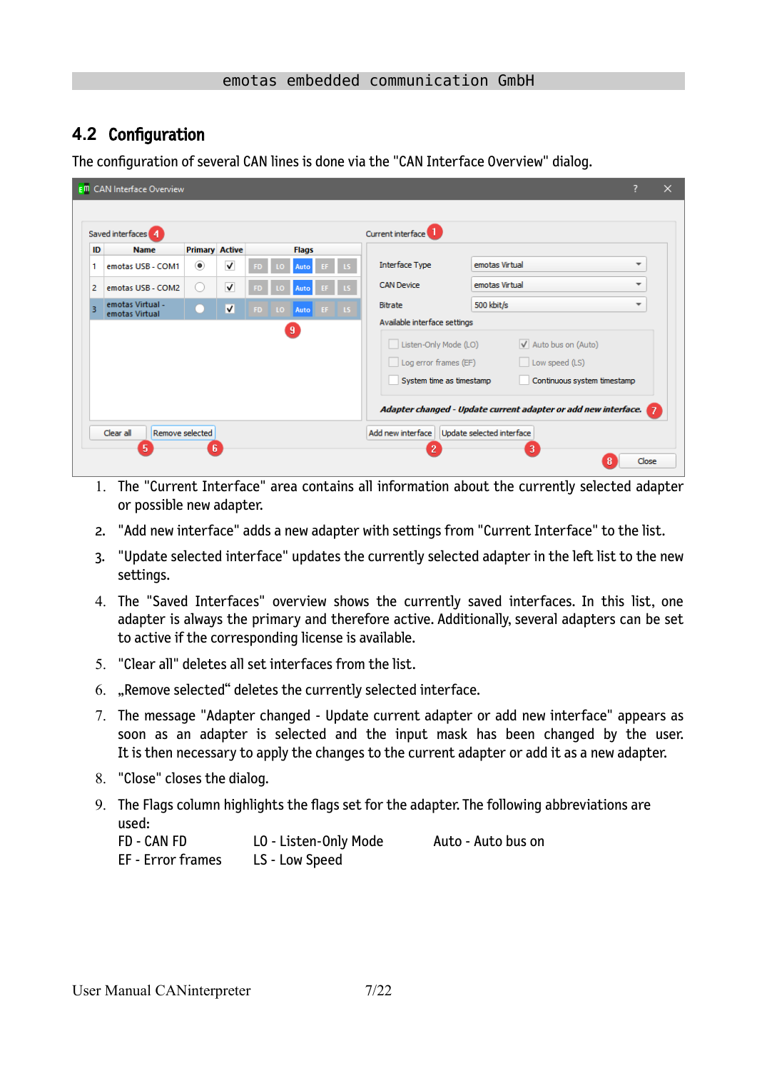## 4.2 Configuration

The configuration of several CAN lines is done via the "CAN Interface Overview" dialog.

1. The "Current Interface" area contains all information about the currently selected adapter or possible new adapter.
2. "Add new interface" adds a new adapter with settings from "Current Interface" to the list.
3. "Update selected interface" updates the currently selected adapter in the left list to the new settings.
4. The "Saved Interfaces" overview shows the currently saved interfaces. In this list, one adapter is always the primary and therefore active. Additionally, several adapters can be set to active if the corresponding license is available.
5. "Clear all" deletes all set interfaces from the list.
6. „Remove selected“ deletes the currently selected interface.
7. The message "Adapter changed - Update current adapter or add new interface" appears as soon as an adapter is selected and the input mask has been changed by the user. It is then necessary to apply the changes to the current adapter or add it as a new adapter.
8. "Close" closes the dialog.
9. The Flags column highlights the flags set for the adapter. The following abbreviations are used:
   FD - CAN FD   LO - Listen-Only Mode   Auto - Auto bus on
   EF - Error frames   LS - Low Speed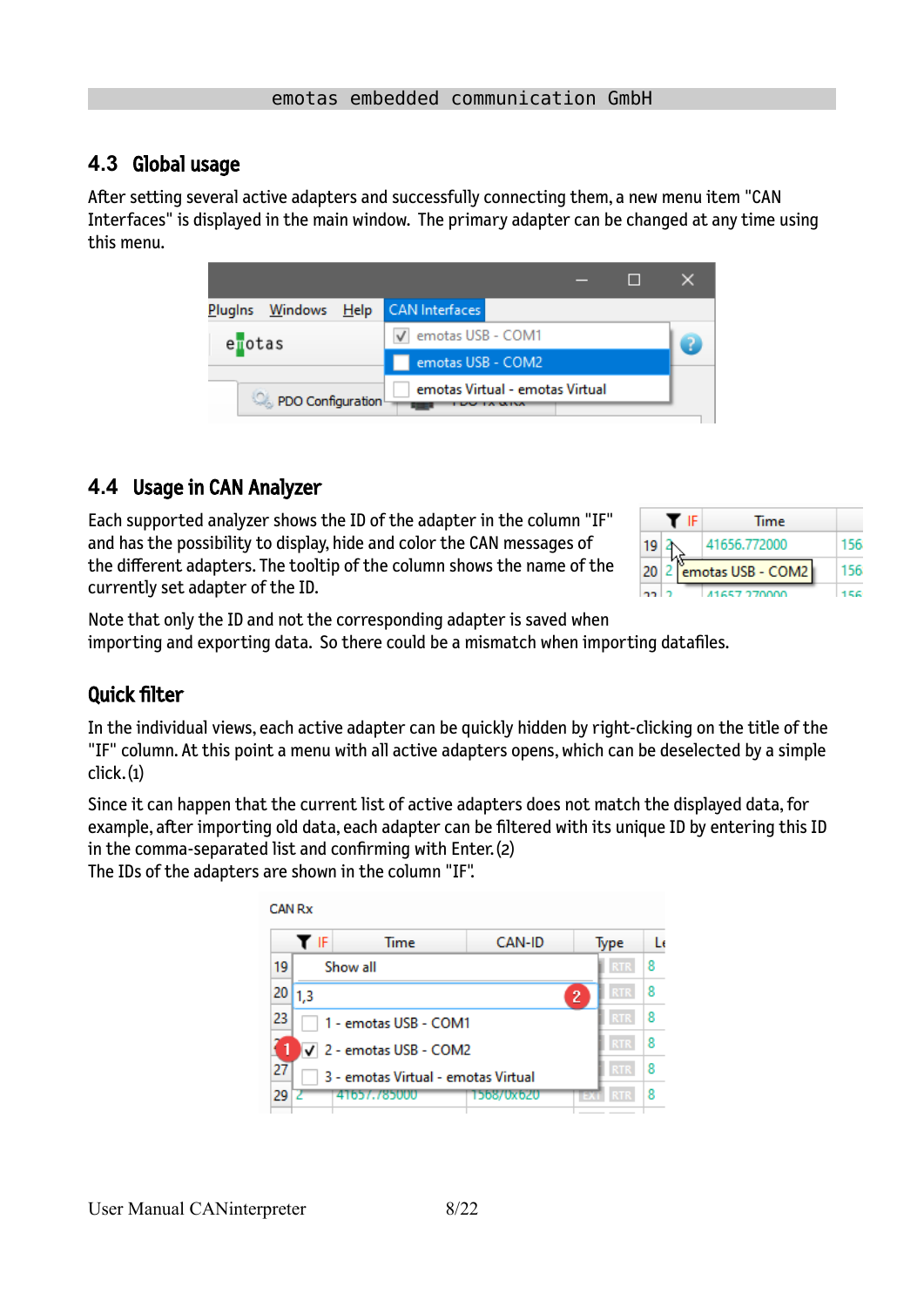## 4.3 Global usage

After setting several active adapters and successfully connecting them, a new menu item "CAN Interfaces" is displayed in the main window. The primary adapter can be changed at any time using this menu.

## 4.4 Usage in CAN Analyzer

Each supported analyzer shows the ID of the adapter in the column "IF" and has the possibility to display, hide and color the CAN messages of the different adapters. The tooltip of the column shows the name of the currently set adapter of the ID.

Note that only the ID and not the corresponding adapter is saved when importing and exporting data. So there could be a mismatch when importing datafiles.

### Quick filter

In the individual views, each active adapter can be quickly hidden by right-clicking on the title of the "IF" column. At this point a menu with all active adapters opens, which can be deselected by a simple click. (1)

Since it can happen that the current list of active adapters does not match the displayed data, for example, after importing old data, each adapter can be filtered with its unique ID by entering this ID in the comma-separated list and confirming with Enter. (2)
The IDs of the adapters are shown in the column "IF".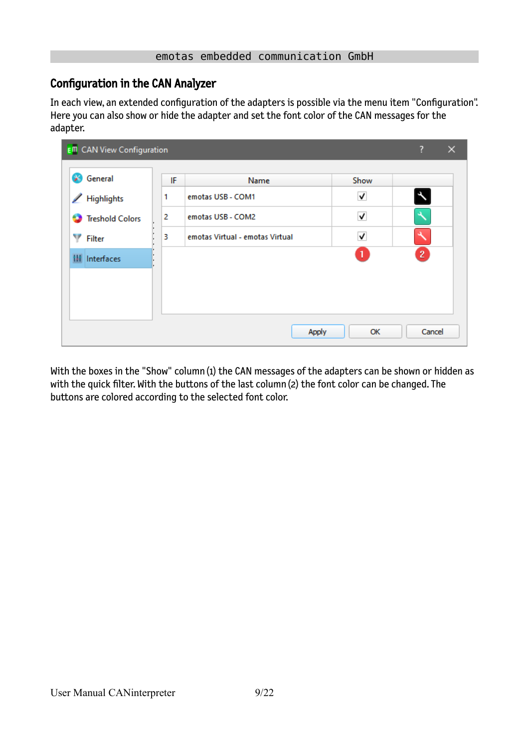## Configuration in the CAN Analyzer

In each view, an extended configuration of the adapters is possible via the menu item "Configuration". Here you can also show or hide the adapter and set the font color of the CAN messages for the adapter.

With the boxes in the "Show" column (1) the CAN messages of the adapters can be shown or hidden as with the quick filter. With the buttons of the last column (2) the font color can be changed. The buttons are colored according to the selected font color.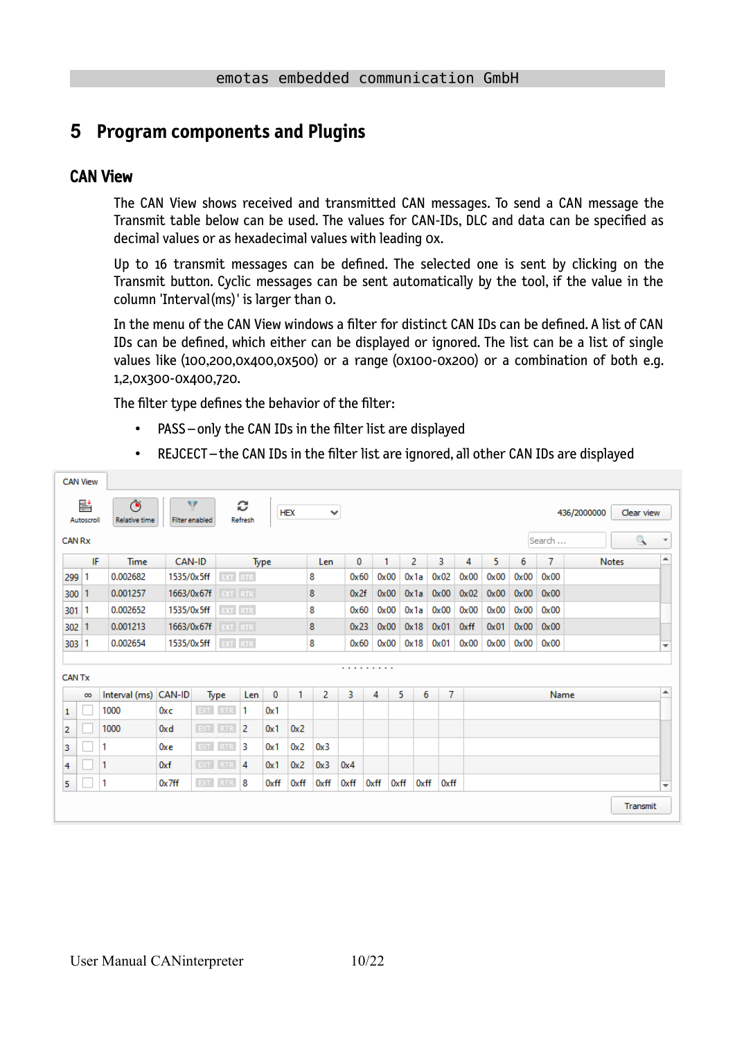# 5 Program components and Plugins

## CAN View

The CAN View shows received and transmitted CAN messages. To send a CAN message the Transmit table below can be used. The values for CAN-IDs, DLC and data can be specified as decimal values or as hexadecimal values with leading 0x.

Up to 16 transmit messages can be defined. The selected one is sent by clicking on the Transmit button. Cyclic messages can be sent automatically by the tool, if the value in the column 'Interval(ms)' is larger than 0.

In the menu of the CAN View windows a filter for distinct CAN IDs can be defined. A list of CAN IDs can be defined, which either can be displayed or ignored. The list can be a list of single values like (100,200,0x400,0x500) or a range (0x100-0x200) or a combination of both e.g. 1,2,0x300-0x400,720.

The filter type defines the behavior of the filter:

- PASS – only the CAN IDs in the filter list are displayed
- REJCECT – the CAN IDs in the filter list are ignored, all other CAN IDs are displayed

CAN View

Autoscroll | Relative time | Filter enabled | Refresh | HEX | 436/2000000 | Clear view

CAN Rx

| | IF | Time | CAN-ID | Type | Len | 0 | 1 | 2 | 3 | 4 | 5 | 6 | 7 | Notes |
|---|---|---|---|---|---|---|---|---|---|---|---|---|---|---|
| 299 | 1 | 0.002682 | 1535/0x5ff | EXT RTR | 8 | 0x60 | 0x00 | 0x1a | 0x02 | 0x00 | 0x00 | 0x00 | 0x00 | |
| 300 | 1 | 0.001257 | 1663/0x67f | EXT RTR | 8 | 0x2f | 0x00 | 0x1a | 0x00 | 0x02 | 0x00 | 0x00 | 0x00 | |
| 301 | 1 | 0.002652 | 1535/0x5ff | EXT RTR | 8 | 0x60 | 0x00 | 0x1a | 0x00 | 0x00 | 0x00 | 0x00 | 0x00 | |
| 302 | 1 | 0.001213 | 1663/0x67f | EXT RTR | 8 | 0x23 | 0x00 | 0x18 | 0x01 | 0xff | 0x01 | 0x00 | 0x00 | |
| 303 | 1 | 0.002654 | 1535/0x5ff | EXT RTR | 8 | 0x60 | 0x00 | 0x18 | 0x01 | 0x00 | 0x00 | 0x00 | 0x00 | |

CAN Tx

| | ∞ | Interval (ms) | CAN-ID | Type | Len | 0 | 1 | 2 | 3 | 4 | 5 | 6 | 7 | Name |
|---|---|---|---|---|---|---|---|---|---|---|---|---|---|---|
| 1 | ☐ | 1000 | 0xc | EXT RTR | 1 | 0x1 | | | | | | | | |
| 2 | ☐ | 1000 | 0xd | EXT RTR | 2 | 0x1 | 0x2 | | | | | | | |
| 3 | ☐ | 1 | 0xe | EXT RTR | 3 | 0x1 | 0x2 | 0x3 | | | | | | |
| 4 | ☐ | 1 | 0xf | EXT RTR | 4 | 0x1 | 0x2 | 0x3 | 0x4 | | | | | |
| 5 | ☐ | 1 | 0x7ff | EXT RTR | 8 | 0xff | 0xff | 0xff | 0xff | 0xff | 0xff | 0xff | 0xff | |

Transmit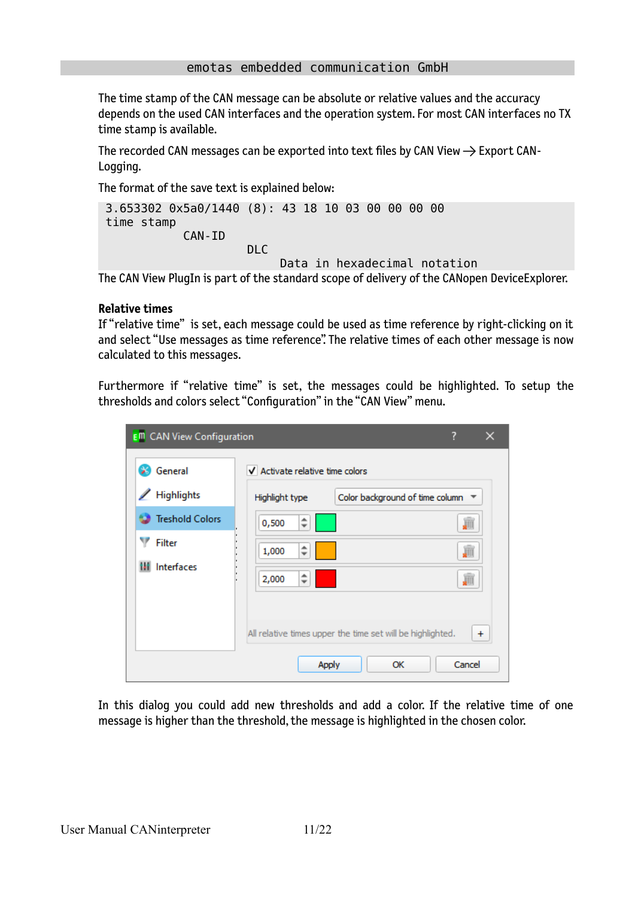The time stamp of the CAN message can be absolute or relative values and the accuracy depends on the used CAN interfaces and the operation system. For most CAN interfaces no TX time stamp is available.

The recorded CAN messages can be exported into text files by CAN View → Export CAN-Logging.

The format of the save text is explained below:

```
3.653302 0x5a0/1440 (8): 43 18 10 03 00 00 00 00
time stamp
              CAN-ID
                          DLC
                                Data in hexadecimal notation
```

The CAN View PlugIn is part of the standard scope of delivery of the CANopen DeviceExplorer.

**Relative times**

If "relative time" is set, each message could be used as time reference by right-clicking on it and select "Use messages as time reference". The relative times of each other message is now calculated to this messages.

Furthermore if "relative time" is set, the messages could be highlighted. To setup the thresholds and colors select "Configuration" in the "CAN View" menu.

In this dialog you could add new thresholds and add a color. If the relative time of one message is higher than the threshold, the message is highlighted in the chosen color.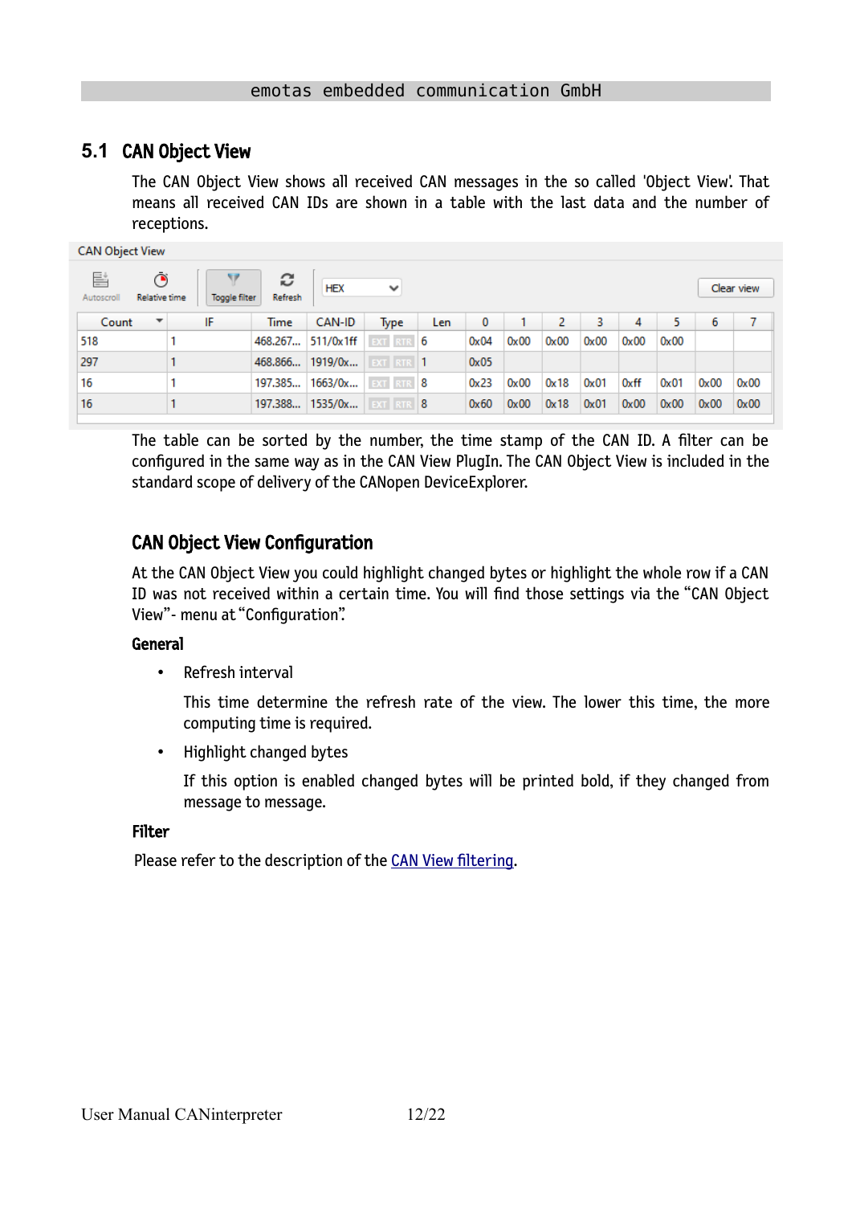## 5.1 CAN Object View

The CAN Object View shows all received CAN messages in the so called 'Object View'. That means all received CAN IDs are shown in a table with the last data and the number of receptions.

CAN Object View

Autoscroll | Relative time | Toggle filter | Refresh | HEX | Clear view

| Count | IF | Time | CAN-ID | Type | Len | 0 | 1 | 2 | 3 | 4 | 5 | 6 | 7 |
|---|---|---|---|---|---|---|---|---|---|---|---|---|---|
| 518 | 1 | 468.267... | 511/0x1ff | EXT RTR | 6 | 0x04 | 0x00 | 0x00 | 0x00 | 0x00 | 0x00 | | |
| 297 | 1 | 468.866... | 1919/0x... | EXT RTR | 1 | 0x05 | | | | | | | |
| 16 | 1 | 197.385... | 1663/0x... | EXT RTR | 8 | 0x23 | 0x00 | 0x18 | 0x01 | 0xff | 0x01 | 0x00 | 0x00 |
| 16 | 1 | 197.388... | 1535/0x... | EXT RTR | 8 | 0x60 | 0x00 | 0x18 | 0x01 | 0x00 | 0x00 | 0x00 | 0x00 |

The table can be sorted by the number, the time stamp of the CAN ID. A filter can be configured in the same way as in the CAN View PlugIn. The CAN Object View is included in the standard scope of delivery of the CANopen DeviceExplorer.

### CAN Object View Configuration

At the CAN Object View you could highlight changed bytes or highlight the whole row if a CAN ID was not received within a certain time. You will find those settings via the "CAN Object View"- menu at "Configuration".

**General**

- Refresh interval

  This time determine the refresh rate of the view. The lower this time, the more computing time is required.

- Highlight changed bytes

  If this option is enabled changed bytes will be printed bold, if they changed from message to message.

**Filter**

Please refer to the description of the CAN View filtering.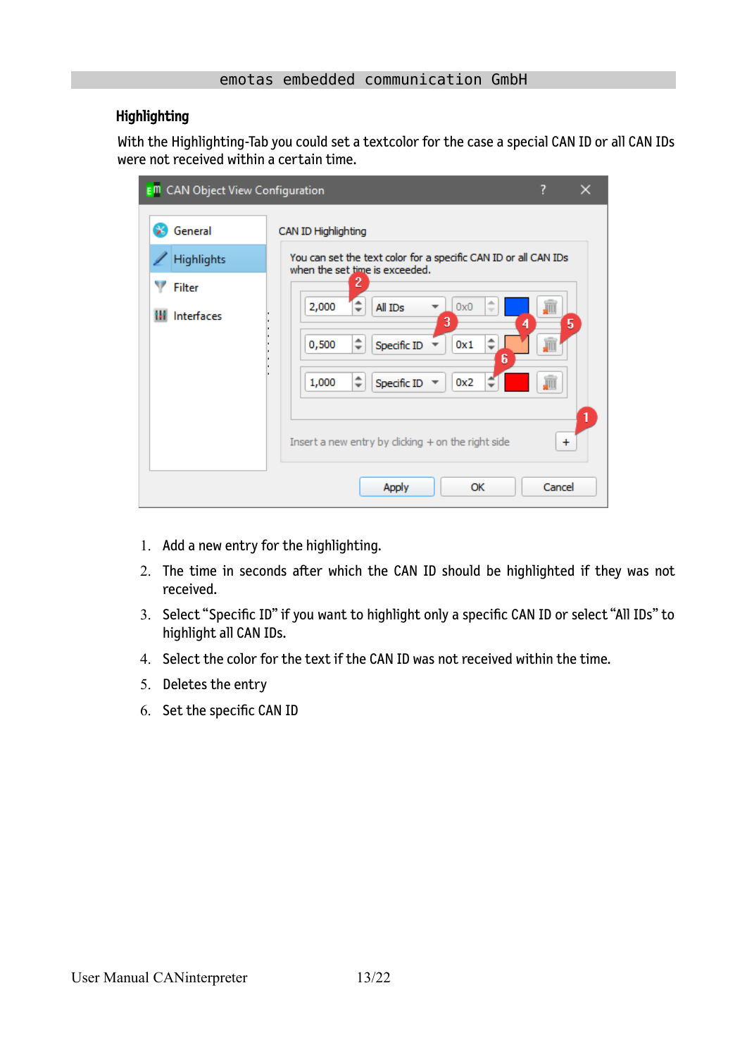### Highlighting

With the Highlighting-Tab you could set a textcolor for the case a special CAN ID or all CAN IDs were not received within a certain time.

1. Add a new entry for the highlighting.
2. The time in seconds after which the CAN ID should be highlighted if they was not received.
3. Select “Specific ID” if you want to highlight only a specific CAN ID or select “All IDs” to highlight all CAN IDs.
4. Select the color for the text if the CAN ID was not received within the time.
5. Deletes the entry
6. Set the specific CAN ID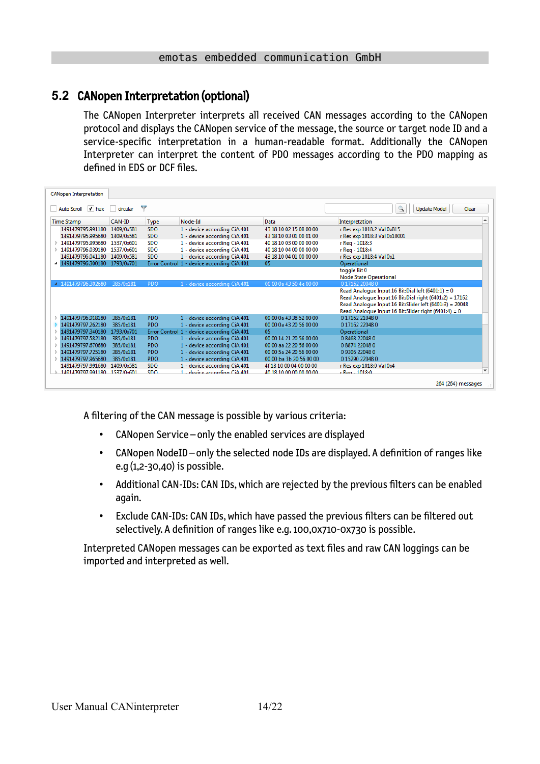## 5.2 CANopen Interpretation (optional)

The CANopen Interpreter interprets all received CAN messages according to the CANopen protocol and displays the CANopen service of the message, the source or target node ID and a service-specific interpretation in a human-readable format. Additionally the CANopen Interpreter can interpret the content of PDO messages according to the PDO mapping as defined in EDS or DCF files.

A filtering of the CAN message is possible by various criteria:

- CANopen Service – only the enabled services are displayed
- CANopen NodeID – only the selected node IDs are displayed. A definition of ranges like e.g (1,2-30,40) is possible.
- Additional CAN-IDs: CAN IDs, which are rejected by the previous filters can be enabled again.
- Exclude CAN-IDs: CAN IDs, which have passed the previous filters can be filtered out selectively. A definition of ranges like e.g. 100,0x710-0x730 is possible.

Interpreted CANopen messages can be exported as text files and raw CAN loggings can be imported and interpreted as well.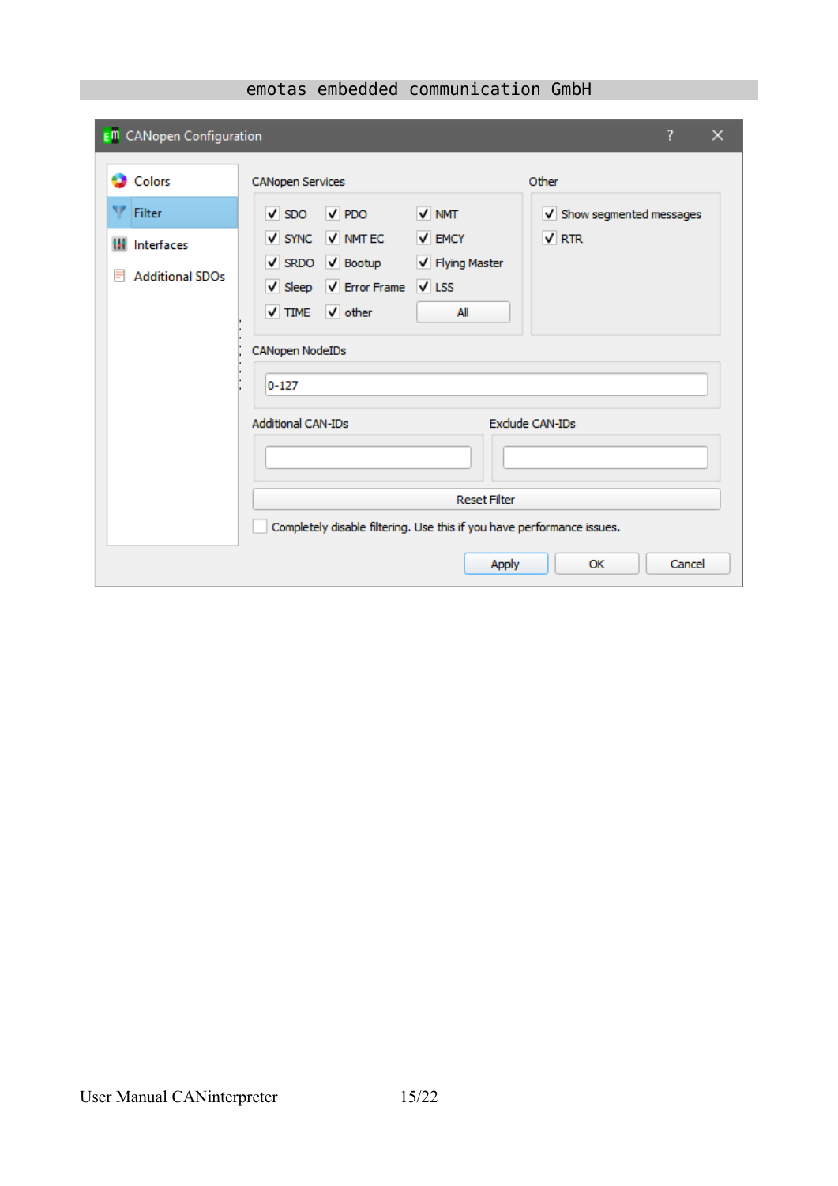**CANopen Configuration**

- Colors
- Filter
- Interfaces
- Additional SDOs

**CANopen Services**

| | | |
|---|---|---|
| ☑ SDO | ☑ PDO | ☑ NMT |
| ☑ SYNC | ☑ NMT EC | ☑ EMCY |
| ☑ SRDO | ☑ Bootup | ☑ Flying Master |
| ☑ Sleep | ☑ Error Frame | ☑ LSS |
| ☑ TIME | ☑ other | [All] |

**Other**

- ☑ Show segmented messages
- ☑ RTR

**CANopen NodeIDs**

0-127

**Additional CAN-IDs**

**Exclude CAN-IDs**

[Reset Filter]

☐ Completely disable filtering. Use this if you have performance issues.

[Apply] [OK] [Cancel]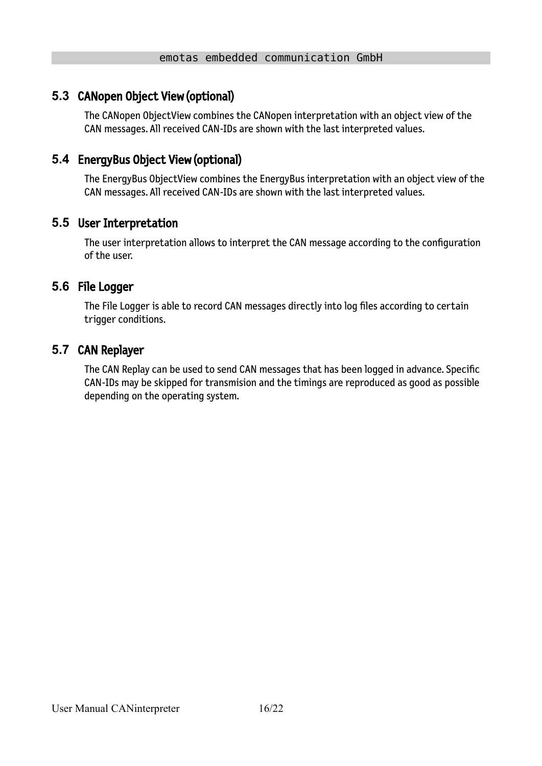## 5.3 CANopen Object View (optional)

The CANopen ObjectView combines the CANopen interpretation with an object view of the CAN messages. All received CAN-IDs are shown with the last interpreted values.

## 5.4 EnergyBus Object View (optional)

The EnergyBus ObjectView combines the EnergyBus interpretation with an object view of the CAN messages. All received CAN-IDs are shown with the last interpreted values.

## 5.5 User Interpretation

The user interpretation allows to interpret the CAN message according to the configuration of the user.

## 5.6 File Logger

The File Logger is able to record CAN messages directly into log files according to certain trigger conditions.

## 5.7 CAN Replayer

The CAN Replay can be used to send CAN messages that has been logged in advance. Specific CAN-IDs may be skipped for transmision and the timings are reproduced as good as possible depending on the operating system.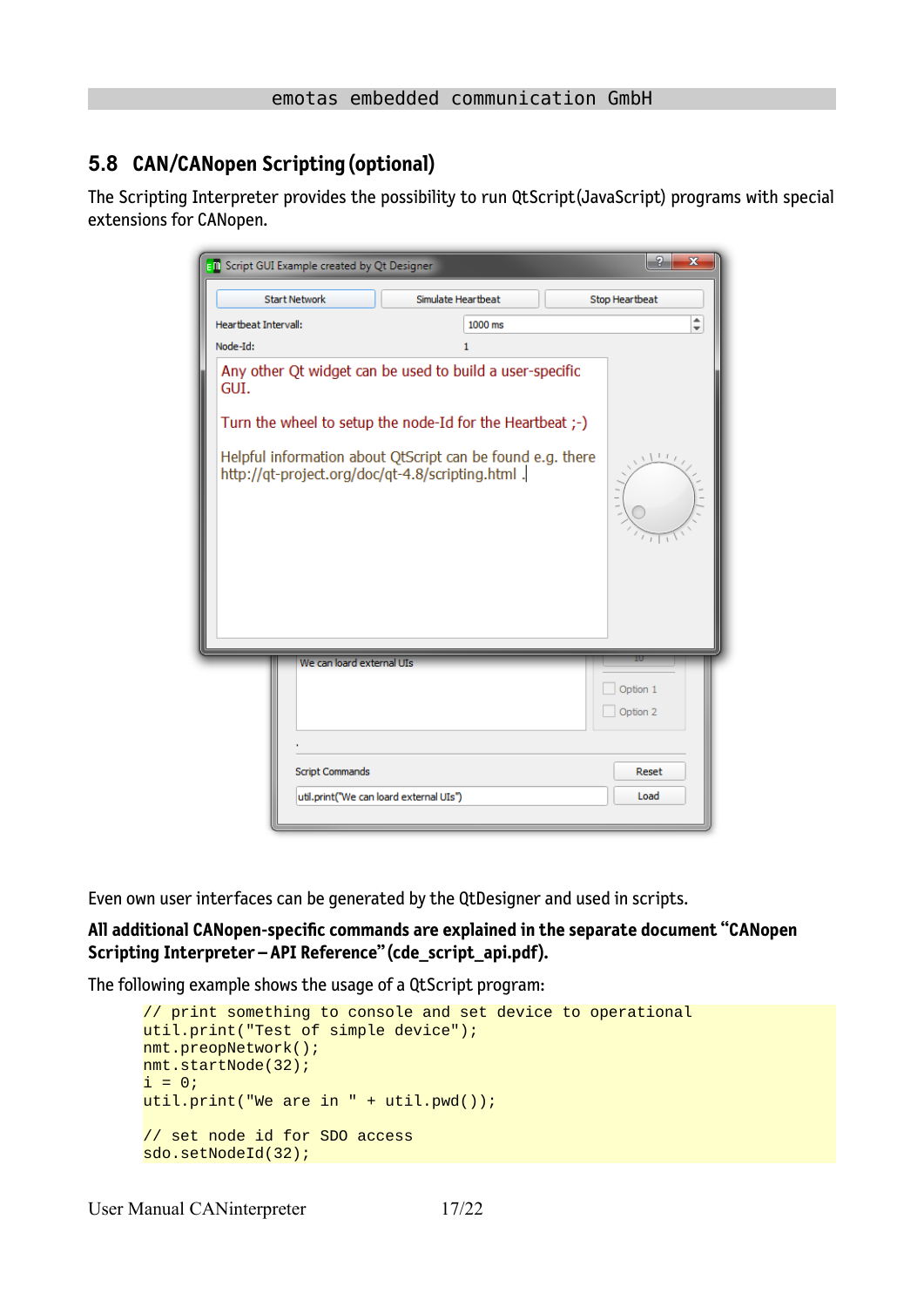## 5.8 CAN/CANopen Scripting (optional)

The Scripting Interpreter provides the possibility to run QtScript(JavaScript) programs with special extensions for CANopen.

Even own user interfaces can be generated by the QtDesigner and used in scripts.

**All additional CANopen-specific commands are explained in the separate document "CANopen Scripting Interpreter – API Reference" (cde_script_api.pdf).**

The following example shows the usage of a QtScript program:

```
// print something to console and set device to operational
util.print("Test of simple device");
nmt.preopNetwork();
nmt.startNode(32);
i = 0;
util.print("We are in " + util.pwd());

// set node id for SDO access
sdo.setNodeId(32);
```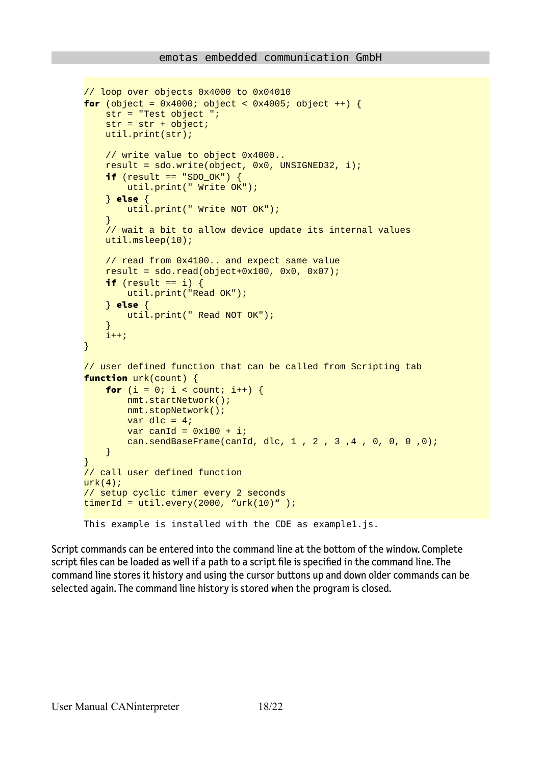```
// loop over objects 0x4000 to 0x04010
for (object = 0x4000; object < 0x4005; object ++) {
    str = "Test object ";
    str = str + object;
    util.print(str);

    // write value to object 0x4000..
    result = sdo.write(object, 0x0, UNSIGNED32, i);
    if (result == "SDO_OK") {
        util.print(" Write OK");
    } else {
        util.print(" Write NOT OK");
    }
    // wait a bit to allow device update its internal values
    util.msleep(10);

    // read from 0x4100.. and expect same value
    result = sdo.read(object+0x100, 0x0, 0x07);
    if (result == i) {
        util.print("Read OK");
    } else {
        util.print(" Read NOT OK");
    }
    i++;
}

// user defined function that can be called from Scripting tab
function urk(count) {
    for (i = 0; i < count; i++) {
        nmt.startNetwork();
        nmt.stopNetwork();
        var dlc = 4;
        var canId = 0x100 + i;
        can.sendBaseFrame(canId, dlc, 1 , 2 , 3 ,4 , 0, 0, 0 ,0);
    }
}
// call user defined function
urk(4);
// setup cyclic timer every 2 seconds
timerId = util.every(2000, “urk(10)“ );
```

This example is installed with the CDE as example1.js.

Script commands can be entered into the command line at the bottom of the window. Complete script files can be loaded as well if a path to a script file is specified in the command line. The command line stores it history and using the cursor buttons up and down older commands can be selected again. The command line history is stored when the program is closed.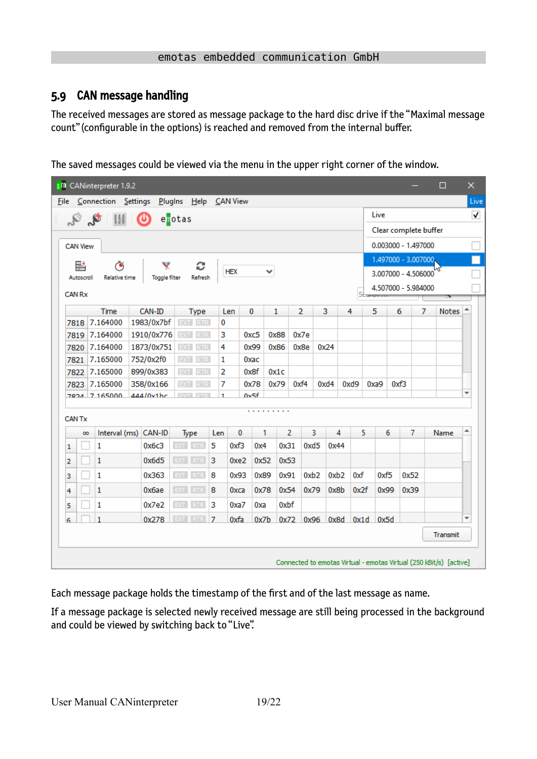## 5.9 CAN message handling

The received messages are stored as message package to the hard disc drive if the "Maximal message count" (configurable in the options) is reached and removed from the internal buffer.

The saved messages could be viewed via the menu in the upper right corner of the window.

Each message package holds the timestamp of the first and of the last message as name.

If a message package is selected newly received message are still being processed in the background and could be viewed by switching back to "Live".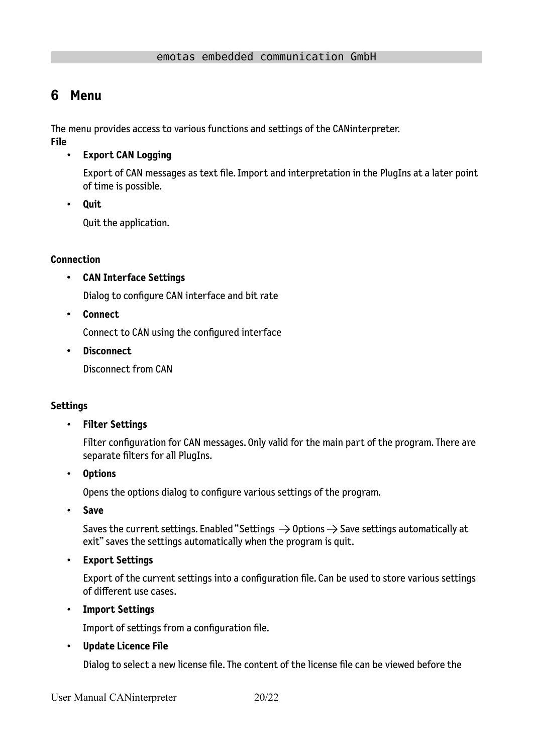# 6 Menu

The menu provides access to various functions and settings of the CANinterpreter.

**File**

- **Export CAN Logging**

  Export of CAN messages as text file. Import and interpretation in the PlugIns at a later point of time is possible.

- **Quit**

  Quit the application.

**Connection**

- **CAN Interface Settings**

  Dialog to configure CAN interface and bit rate

- **Connect**

  Connect to CAN using the configured interface

- **Disconnect**

  Disconnect from CAN

**Settings**

- **Filter Settings**

  Filter configuration for CAN messages. Only valid for the main part of the program. There are separate filters for all PlugIns.

- **Options**

  Opens the options dialog to configure various settings of the program.

- **Save**

  Saves the current settings. Enabled "Settings → Options → Save settings automatically at exit" saves the settings automatically when the program is quit.

- **Export Settings**

  Export of the current settings into a configuration file. Can be used to store various settings of different use cases.

- **Import Settings**

  Import of settings from a configuration file.

- **Update Licence File**

  Dialog to select a new license file. The content of the license file can be viewed before the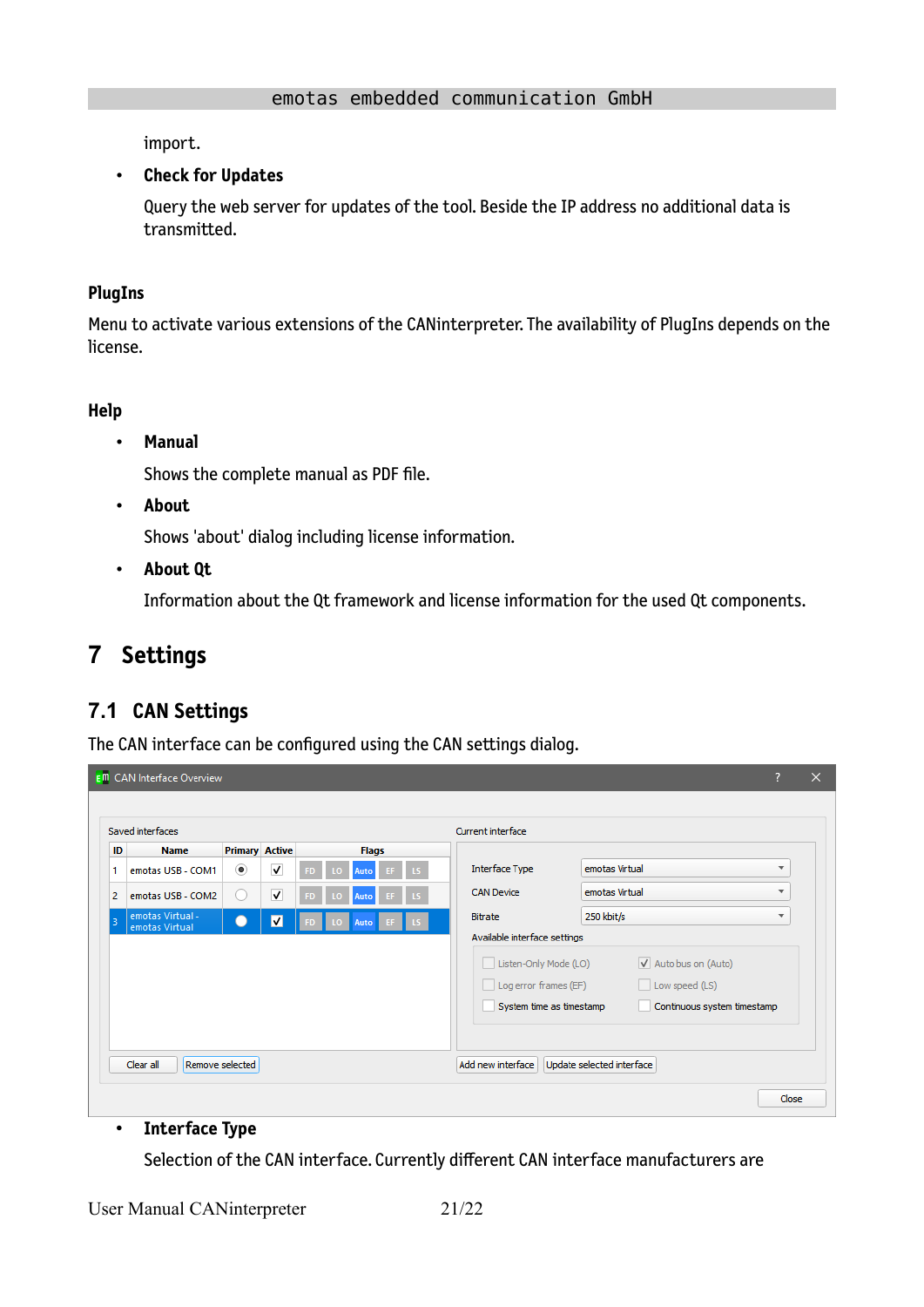import.

- **Check for Updates**

  Query the web server for updates of the tool. Beside the IP address no additional data is transmitted.

### PlugIns

Menu to activate various extensions of the CANinterpreter. The availability of PlugIns depends on the license.

### Help

- **Manual**

  Shows the complete manual as PDF file.

- **About**

  Shows 'about' dialog including license information.

- **About Qt**

  Information about the Qt framework and license information for the used Qt components.

# 7 Settings

## 7.1 CAN Settings

The CAN interface can be configured using the CAN settings dialog.

- **Interface Type**

  Selection of the CAN interface. Currently different CAN interface manufacturers are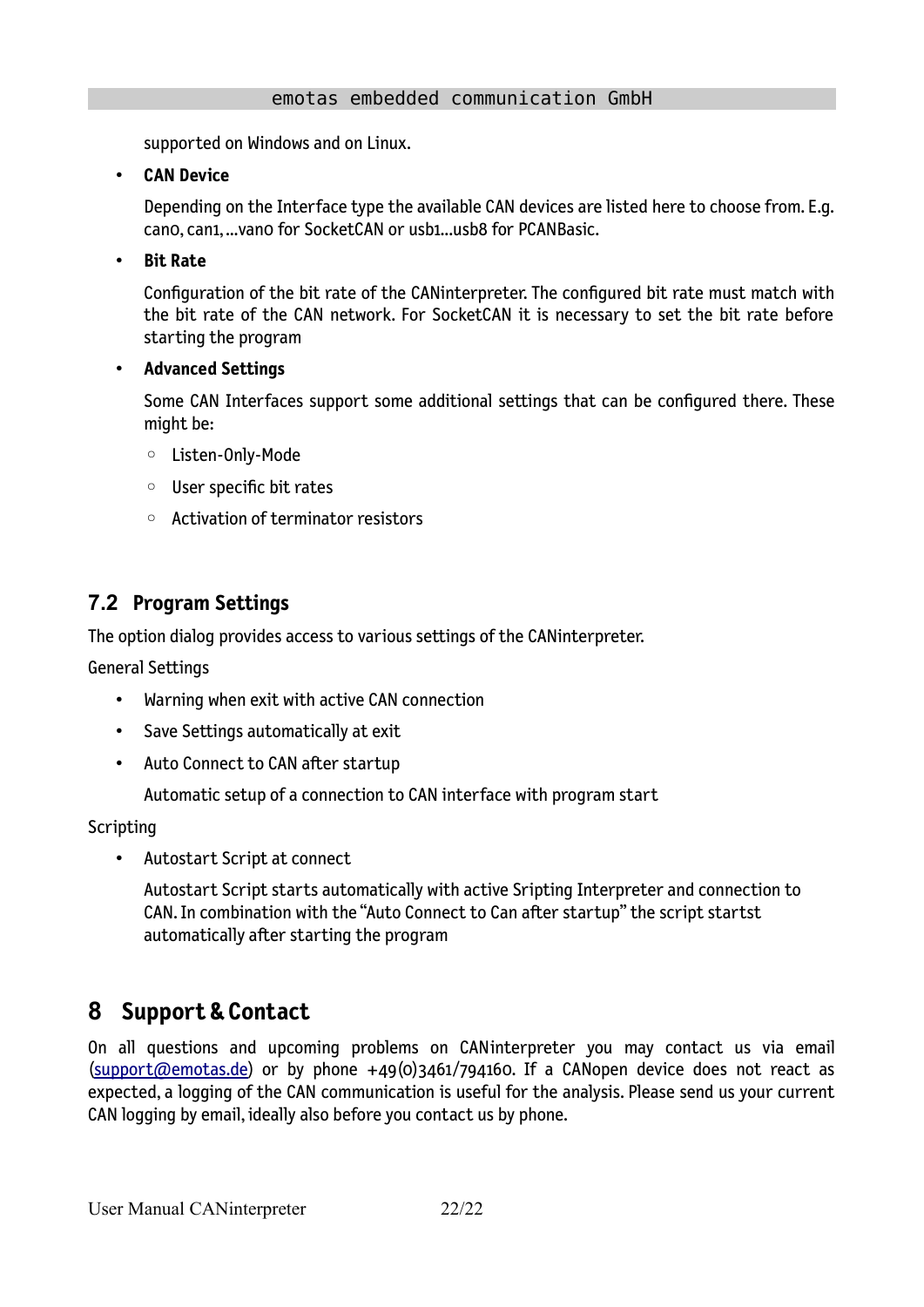supported on Windows and on Linux.

- **CAN Device**

  Depending on the Interface type the available CAN devices are listed here to choose from. E.g. can0, can1, ...van0 for SocketCAN or usb1...usb8 for PCANBasic.

- **Bit Rate**

  Configuration of the bit rate of the CANinterpreter. The configured bit rate must match with the bit rate of the CAN network. For SocketCAN it is necessary to set the bit rate before starting the program

- **Advanced Settings**

  Some CAN Interfaces support some additional settings that can be configured there. These might be:

  - Listen-Only-Mode
  - User specific bit rates
  - Activation of terminator resistors

## 7.2 Program Settings

The option dialog provides access to various settings of the CANinterpreter.

General Settings

- Warning when exit with active CAN connection
- Save Settings automatically at exit
- Auto Connect to CAN after startup

  Automatic setup of a connection to CAN interface with program start

Scripting

- Autostart Script at connect

  Autostart Script starts automatically with active Sripting Interpreter and connection to CAN. In combination with the "Auto Connect to Can after startup" the script startst automatically after starting the program

# 8 Support & Contact

On all questions and upcoming problems on CANinterpreter you may contact us via email (support@emotas.de) or by phone +49(0)3461/794160. If a CANopen device does not react as expected, a logging of the CAN communication is useful for the analysis. Please send us your current CAN logging by email, ideally also before you contact us by phone.